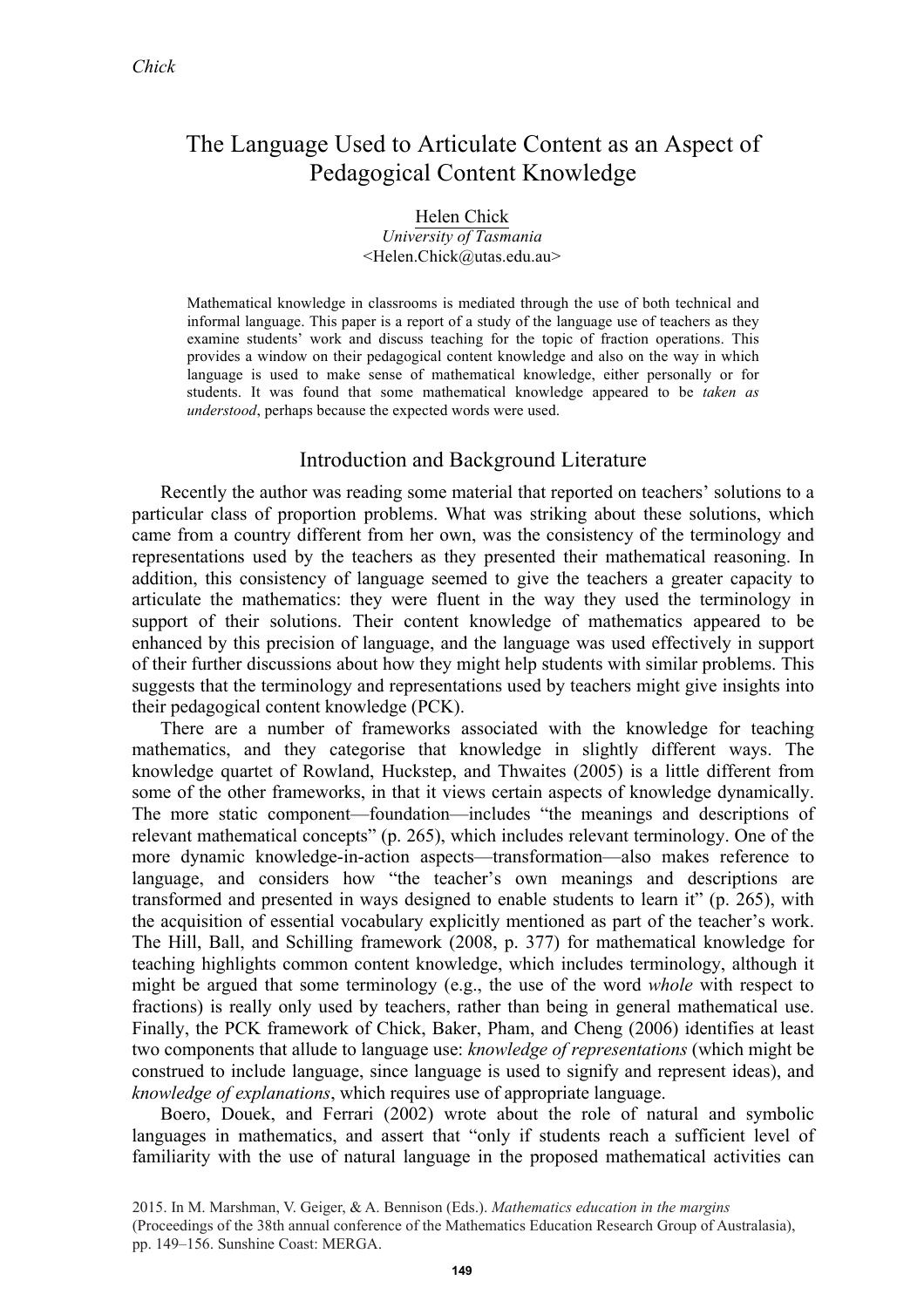# The Language Used to Articulate Content as an Aspect of Pedagogical Content Knowledge

Helen Chick
*University of Tasmania*
<Helen.Chick@utas.edu.au>

Mathematical knowledge in classrooms is mediated through the use of both technical and informal language. This paper is a report of a study of the language use of teachers as they examine students' work and discuss teaching for the topic of fraction operations. This provides a window on their pedagogical content knowledge and also on the way in which language is used to make sense of mathematical knowledge, either personally or for students. It was found that some mathematical knowledge appeared to be *taken as understood*, perhaps because the expected words were used.

## Introduction and Background Literature

Recently the author was reading some material that reported on teachers' solutions to a particular class of proportion problems. What was striking about these solutions, which came from a country different from her own, was the consistency of the terminology and representations used by the teachers as they presented their mathematical reasoning. In addition, this consistency of language seemed to give the teachers a greater capacity to articulate the mathematics: they were fluent in the way they used the terminology in support of their solutions. Their content knowledge of mathematics appeared to be enhanced by this precision of language, and the language was used effectively in support of their further discussions about how they might help students with similar problems. This suggests that the terminology and representations used by teachers might give insights into their pedagogical content knowledge (PCK).

There are a number of frameworks associated with the knowledge for teaching mathematics, and they categorise that knowledge in slightly different ways. The knowledge quartet of Rowland, Huckstep, and Thwaites (2005) is a little different from some of the other frameworks, in that it views certain aspects of knowledge dynamically. The more static component—foundation—includes "the meanings and descriptions of relevant mathematical concepts" (p. 265), which includes relevant terminology. One of the more dynamic knowledge-in-action aspects—transformation—also makes reference to language, and considers how "the teacher's own meanings and descriptions are transformed and presented in ways designed to enable students to learn it" (p. 265), with the acquisition of essential vocabulary explicitly mentioned as part of the teacher's work. The Hill, Ball, and Schilling framework (2008, p. 377) for mathematical knowledge for teaching highlights common content knowledge, which includes terminology, although it might be argued that some terminology (e.g., the use of the word *whole* with respect to fractions) is really only used by teachers, rather than being in general mathematical use. Finally, the PCK framework of Chick, Baker, Pham, and Cheng (2006) identifies at least two components that allude to language use: *knowledge of representations* (which might be construed to include language, since language is used to signify and represent ideas), and *knowledge of explanations*, which requires use of appropriate language.

Boero, Douek, and Ferrari (2002) wrote about the role of natural and symbolic languages in mathematics, and assert that "only if students reach a sufficient level of familiarity with the use of natural language in the proposed mathematical activities can

2015. In M. Marshman, V. Geiger, & A. Bennison (Eds.). *Mathematics education in the margins* (Proceedings of the 38th annual conference of the Mathematics Education Research Group of Australasia), pp. 149–156. Sunshine Coast: MERGA.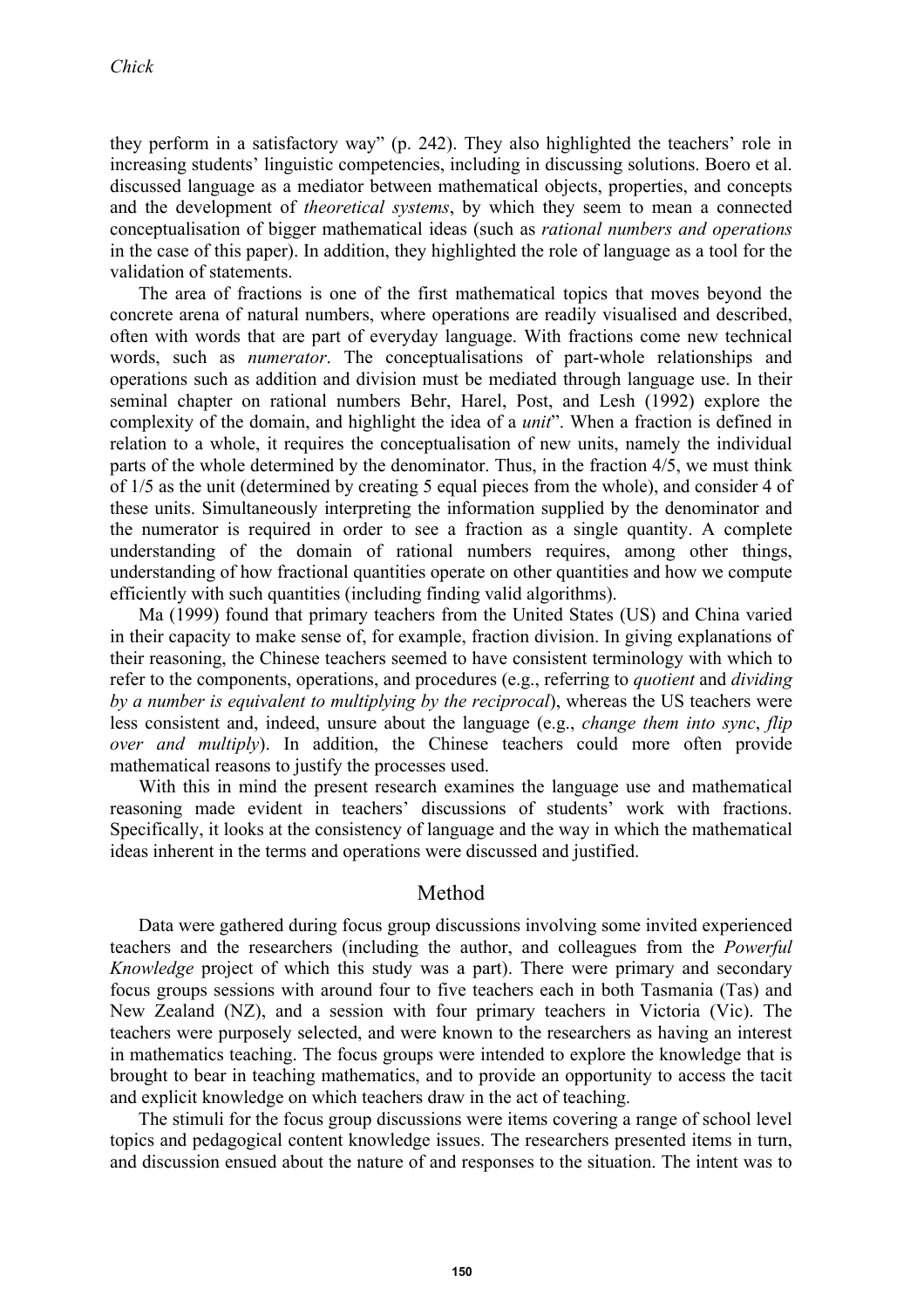they perform in a satisfactory way" (p. 242). They also highlighted the teachers' role in increasing students' linguistic competencies, including in discussing solutions. Boero et al. discussed language as a mediator between mathematical objects, properties, and concepts and the development of *theoretical systems*, by which they seem to mean a connected conceptualisation of bigger mathematical ideas (such as *rational numbers and operations* in the case of this paper). In addition, they highlighted the role of language as a tool for the validation of statements.

The area of fractions is one of the first mathematical topics that moves beyond the concrete arena of natural numbers, where operations are readily visualised and described, often with words that are part of everyday language. With fractions come new technical words, such as *numerator*. The conceptualisations of part-whole relationships and operations such as addition and division must be mediated through language use. In their seminal chapter on rational numbers Behr, Harel, Post, and Lesh (1992) explore the complexity of the domain, and highlight the idea of a *unit*". When a fraction is defined in relation to a whole, it requires the conceptualisation of new units, namely the individual parts of the whole determined by the denominator. Thus, in the fraction 4/5, we must think of 1/5 as the unit (determined by creating 5 equal pieces from the whole), and consider 4 of these units. Simultaneously interpreting the information supplied by the denominator and the numerator is required in order to see a fraction as a single quantity. A complete understanding of the domain of rational numbers requires, among other things, understanding of how fractional quantities operate on other quantities and how we compute efficiently with such quantities (including finding valid algorithms).

Ma (1999) found that primary teachers from the United States (US) and China varied in their capacity to make sense of, for example, fraction division. In giving explanations of their reasoning, the Chinese teachers seemed to have consistent terminology with which to refer to the components, operations, and procedures (e.g., referring to *quotient* and *dividing by a number is equivalent to multiplying by the reciprocal*), whereas the US teachers were less consistent and, indeed, unsure about the language (e.g., *change them into sync*, *flip over and multiply*). In addition, the Chinese teachers could more often provide mathematical reasons to justify the processes used.

With this in mind the present research examines the language use and mathematical reasoning made evident in teachers' discussions of students' work with fractions. Specifically, it looks at the consistency of language and the way in which the mathematical ideas inherent in the terms and operations were discussed and justified.

## Method

Data were gathered during focus group discussions involving some invited experienced teachers and the researchers (including the author, and colleagues from the *Powerful Knowledge* project of which this study was a part). There were primary and secondary focus groups sessions with around four to five teachers each in both Tasmania (Tas) and New Zealand (NZ), and a session with four primary teachers in Victoria (Vic). The teachers were purposely selected, and were known to the researchers as having an interest in mathematics teaching. The focus groups were intended to explore the knowledge that is brought to bear in teaching mathematics, and to provide an opportunity to access the tacit and explicit knowledge on which teachers draw in the act of teaching.

The stimuli for the focus group discussions were items covering a range of school level topics and pedagogical content knowledge issues. The researchers presented items in turn, and discussion ensued about the nature of and responses to the situation. The intent was to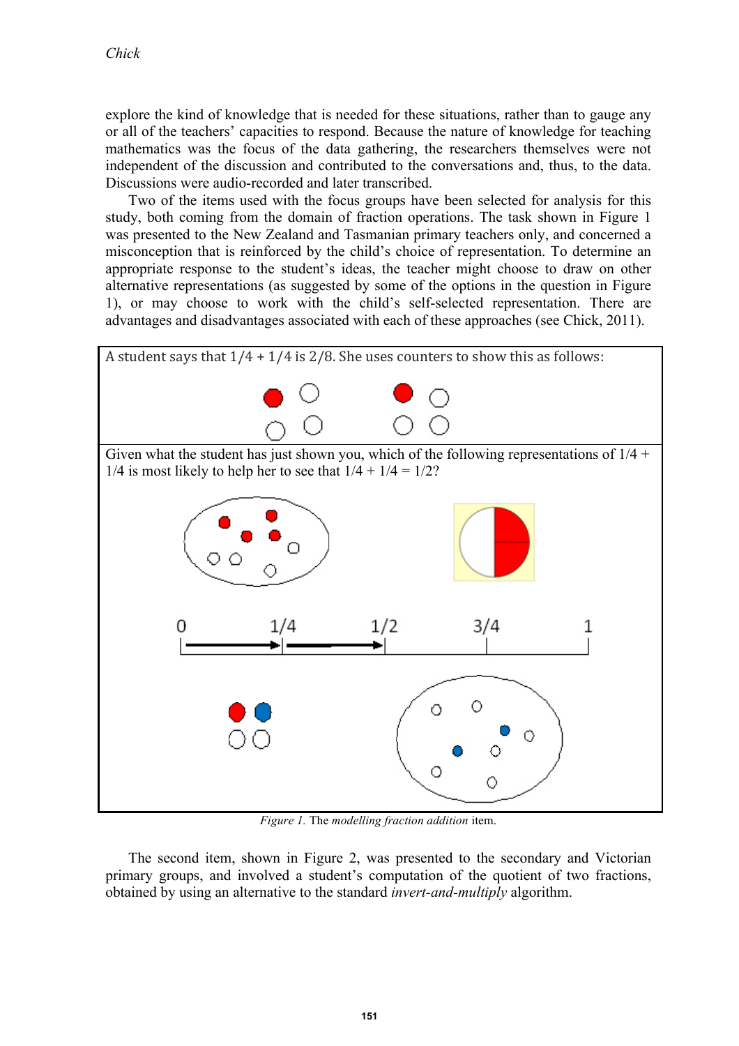explore the kind of knowledge that is needed for these situations, rather than to gauge any or all of the teachers' capacities to respond. Because the nature of knowledge for teaching mathematics was the focus of the data gathering, the researchers themselves were not independent of the discussion and contributed to the conversations and, thus, to the data. Discussions were audio-recorded and later transcribed.

Two of the items used with the focus groups have been selected for analysis for this study, both coming from the domain of fraction operations. The task shown in Figure 1 was presented to the New Zealand and Tasmanian primary teachers only, and concerned a misconception that is reinforced by the child's choice of representation. To determine an appropriate response to the student's ideas, the teacher might choose to draw on other alternative representations (as suggested by some of the options in the question in Figure 1), or may choose to work with the child's self-selected representation. There are advantages and disadvantages associated with each of these approaches (see Chick, 2011).

A student says that 1/4 + 1/4 is 2/8. She uses counters to show this as follows:

Given what the student has just shown you, which of the following representations of 1/4 + 1/4 is most likely to help her to see that 1/4 + 1/4 = 1/2?

0 1/4 1/2 3/4 1

*Figure 1.* The *modelling fraction addition* item.

The second item, shown in Figure 2, was presented to the secondary and Victorian primary groups, and involved a student's computation of the quotient of two fractions, obtained by using an alternative to the standard *invert-and-multiply* algorithm.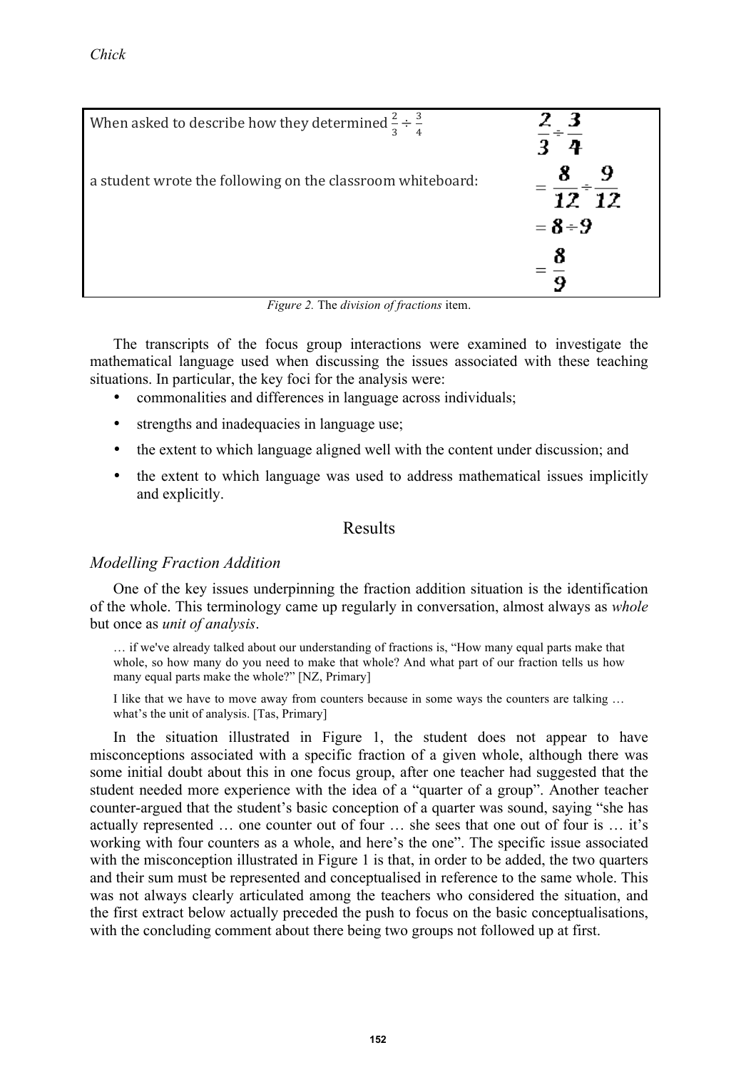| | |
|---|---|
| When asked to describe how they determined $\frac{2}{3} \div \frac{3}{4}$ | $\frac{2}{3} \div \frac{3}{4}$ |
| a student wrote the following on the classroom whiteboard: | $= \frac{8}{12} \div \frac{9}{12}$ |
| | $= 8 \div 9$ |
| | $= \frac{8}{9}$ |

*Figure 2.* The *division of fractions* item.

The transcripts of the focus group interactions were examined to investigate the mathematical language used when discussing the issues associated with these teaching situations. In particular, the key foci for the analysis were:

- commonalities and differences in language across individuals;
- strengths and inadequacies in language use;
- the extent to which language aligned well with the content under discussion; and
- the extent to which language was used to address mathematical issues implicitly and explicitly.

## Results

### *Modelling Fraction Addition*

One of the key issues underpinning the fraction addition situation is the identification of the whole. This terminology came up regularly in conversation, almost always as *whole* but once as *unit of analysis*.

> … if we've already talked about our understanding of fractions is, "How many equal parts make that whole, so how many do you need to make that whole? And what part of our fraction tells us how many equal parts make the whole?" [NZ, Primary]

> I like that we have to move away from counters because in some ways the counters are talking … what's the unit of analysis. [Tas, Primary]

In the situation illustrated in Figure 1, the student does not appear to have misconceptions associated with a specific fraction of a given whole, although there was some initial doubt about this in one focus group, after one teacher had suggested that the student needed more experience with the idea of a "quarter of a group". Another teacher counter-argued that the student's basic conception of a quarter was sound, saying "she has actually represented … one counter out of four … she sees that one out of four is … it's working with four counters as a whole, and here's the one". The specific issue associated with the misconception illustrated in Figure 1 is that, in order to be added, the two quarters and their sum must be represented and conceptualised in reference to the same whole. This was not always clearly articulated among the teachers who considered the situation, and the first extract below actually preceded the push to focus on the basic conceptualisations, with the concluding comment about there being two groups not followed up at first.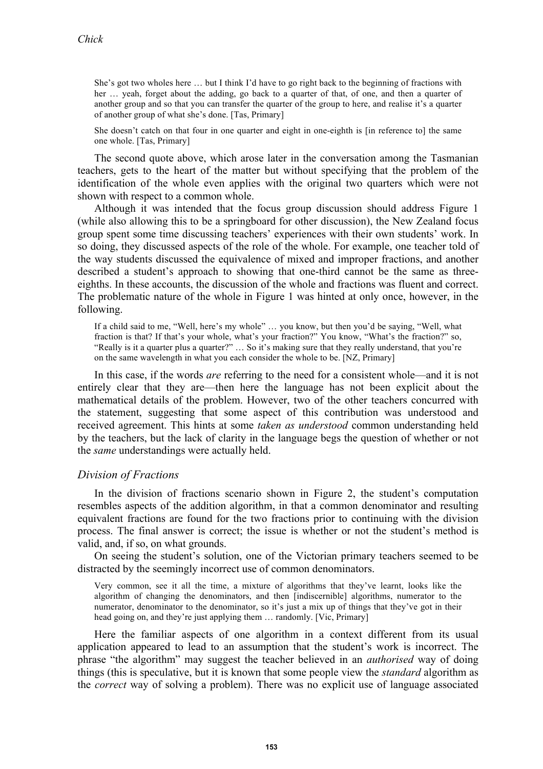> She's got two wholes here … but I think I'd have to go right back to the beginning of fractions with her … yeah, forget about the adding, go back to a quarter of that, of one, and then a quarter of another group and so that you can transfer the quarter of the group to here, and realise it's a quarter of another group of what she's done. [Tas, Primary]

> She doesn't catch on that four in one quarter and eight in one-eighth is [in reference to] the same one whole. [Tas, Primary]

The second quote above, which arose later in the conversation among the Tasmanian teachers, gets to the heart of the matter but without specifying that the problem of the identification of the whole even applies with the original two quarters which were not shown with respect to a common whole.

Although it was intended that the focus group discussion should address Figure 1 (while also allowing this to be a springboard for other discussion), the New Zealand focus group spent some time discussing teachers' experiences with their own students' work. In so doing, they discussed aspects of the role of the whole. For example, one teacher told of the way students discussed the equivalence of mixed and improper fractions, and another described a student's approach to showing that one-third cannot be the same as three-eighths. In these accounts, the discussion of the whole and fractions was fluent and correct. The problematic nature of the whole in Figure 1 was hinted at only once, however, in the following.

> If a child said to me, "Well, here's my whole" … you know, but then you'd be saying, "Well, what fraction is that? If that's your whole, what's your fraction?" You know, "What's the fraction?" so, "Really is it a quarter plus a quarter?" … So it's making sure that they really understand, that you're on the same wavelength in what you each consider the whole to be. [NZ, Primary]

In this case, if the words *are* referring to the need for a consistent whole—and it is not entirely clear that they are—then here the language has not been explicit about the mathematical details of the problem. However, two of the other teachers concurred with the statement, suggesting that some aspect of this contribution was understood and received agreement. This hints at some *taken as understood* common understanding held by the teachers, but the lack of clarity in the language begs the question of whether or not the *same* understandings were actually held.

### *Division of Fractions*

In the division of fractions scenario shown in Figure 2, the student's computation resembles aspects of the addition algorithm, in that a common denominator and resulting equivalent fractions are found for the two fractions prior to continuing with the division process. The final answer is correct; the issue is whether or not the student's method is valid, and, if so, on what grounds.

On seeing the student's solution, one of the Victorian primary teachers seemed to be distracted by the seemingly incorrect use of common denominators.

> Very common, see it all the time, a mixture of algorithms that they've learnt, looks like the algorithm of changing the denominators, and then [indiscernible] algorithms, numerator to the numerator, denominator to the denominator, so it's just a mix up of things that they've got in their head going on, and they're just applying them … randomly. [Vic, Primary]

Here the familiar aspects of one algorithm in a context different from its usual application appeared to lead to an assumption that the student's work is incorrect. The phrase "the algorithm" may suggest the teacher believed in an *authorised* way of doing things (this is speculative, but it is known that some people view the *standard* algorithm as the *correct* way of solving a problem). There was no explicit use of language associated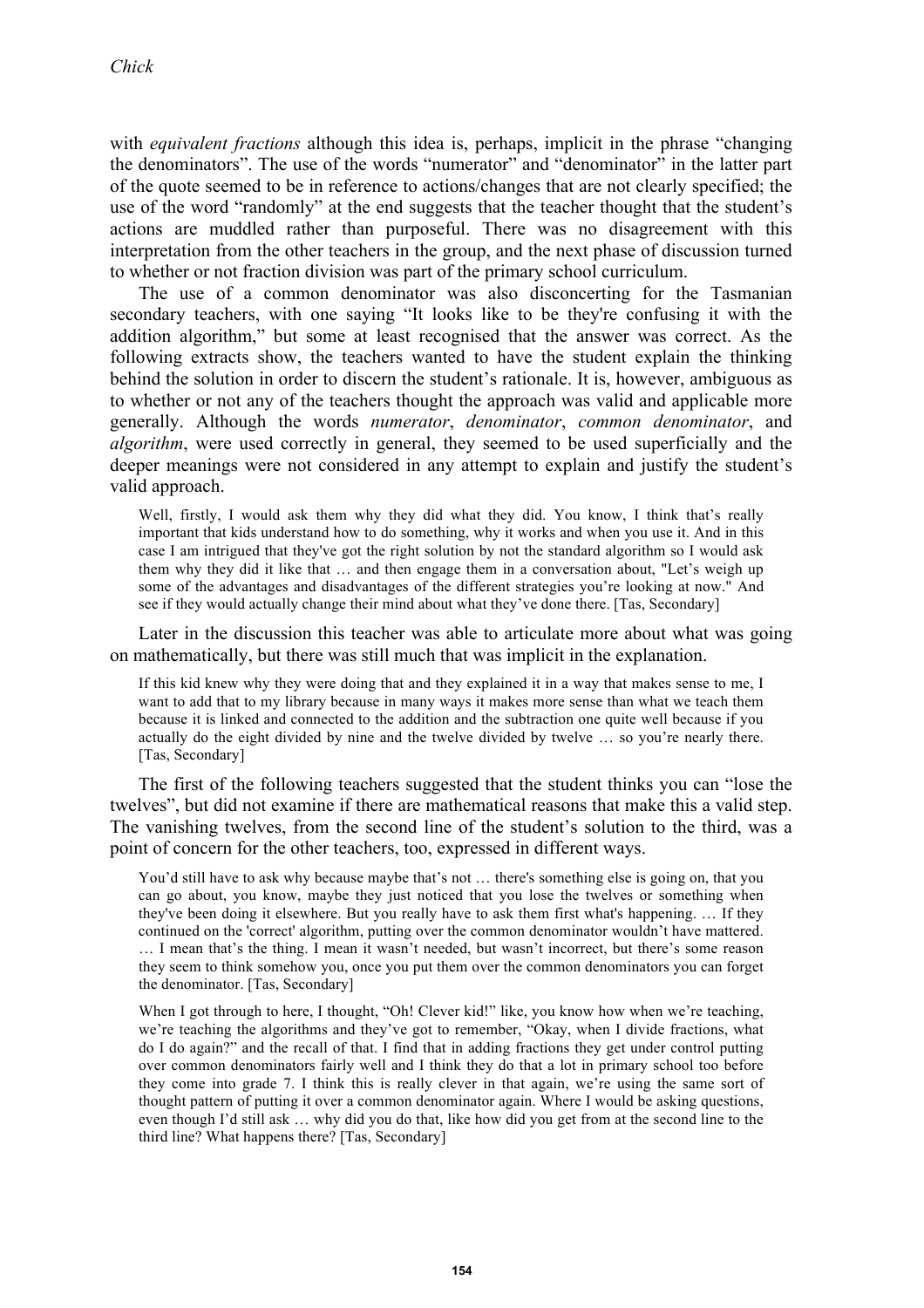with *equivalent fractions* although this idea is, perhaps, implicit in the phrase "changing the denominators". The use of the words "numerator" and "denominator" in the latter part of the quote seemed to be in reference to actions/changes that are not clearly specified; the use of the word "randomly" at the end suggests that the teacher thought that the student's actions are muddled rather than purposeful. There was no disagreement with this interpretation from the other teachers in the group, and the next phase of discussion turned to whether or not fraction division was part of the primary school curriculum.

The use of a common denominator was also disconcerting for the Tasmanian secondary teachers, with one saying "It looks like to be they're confusing it with the addition algorithm," but some at least recognised that the answer was correct. As the following extracts show, the teachers wanted to have the student explain the thinking behind the solution in order to discern the student's rationale. It is, however, ambiguous as to whether or not any of the teachers thought the approach was valid and applicable more generally. Although the words *numerator*, *denominator*, *common denominator*, and *algorithm*, were used correctly in general, they seemed to be used superficially and the deeper meanings were not considered in any attempt to explain and justify the student's valid approach.

> Well, firstly, I would ask them why they did what they did. You know, I think that's really important that kids understand how to do something, why it works and when you use it. And in this case I am intrigued that they've got the right solution by not the standard algorithm so I would ask them why they did it like that … and then engage them in a conversation about, "Let's weigh up some of the advantages and disadvantages of the different strategies you're looking at now." And see if they would actually change their mind about what they've done there. [Tas, Secondary]

Later in the discussion this teacher was able to articulate more about what was going on mathematically, but there was still much that was implicit in the explanation.

> If this kid knew why they were doing that and they explained it in a way that makes sense to me, I want to add that to my library because in many ways it makes more sense than what we teach them because it is linked and connected to the addition and the subtraction one quite well because if you actually do the eight divided by nine and the twelve divided by twelve … so you're nearly there. [Tas, Secondary]

The first of the following teachers suggested that the student thinks you can "lose the twelves", but did not examine if there are mathematical reasons that make this a valid step. The vanishing twelves, from the second line of the student's solution to the third, was a point of concern for the other teachers, too, expressed in different ways.

> You'd still have to ask why because maybe that's not … there's something else is going on, that you can go about, you know, maybe they just noticed that you lose the twelves or something when they've been doing it elsewhere. But you really have to ask them first what's happening. … If they continued on the 'correct' algorithm, putting over the common denominator wouldn't have mattered. … I mean that's the thing. I mean it wasn't needed, but wasn't incorrect, but there's some reason they seem to think somehow you, once you put them over the common denominators you can forget the denominator. [Tas, Secondary]

> When I got through to here, I thought, "Oh! Clever kid!" like, you know how when we're teaching, we're teaching the algorithms and they've got to remember, "Okay, when I divide fractions, what do I do again?" and the recall of that. I find that in adding fractions they get under control putting over common denominators fairly well and I think they do that a lot in primary school too before they come into grade 7. I think this is really clever in that again, we're using the same sort of thought pattern of putting it over a common denominator again. Where I would be asking questions, even though I'd still ask … why did you do that, like how did you get from at the second line to the third line? What happens there? [Tas, Secondary]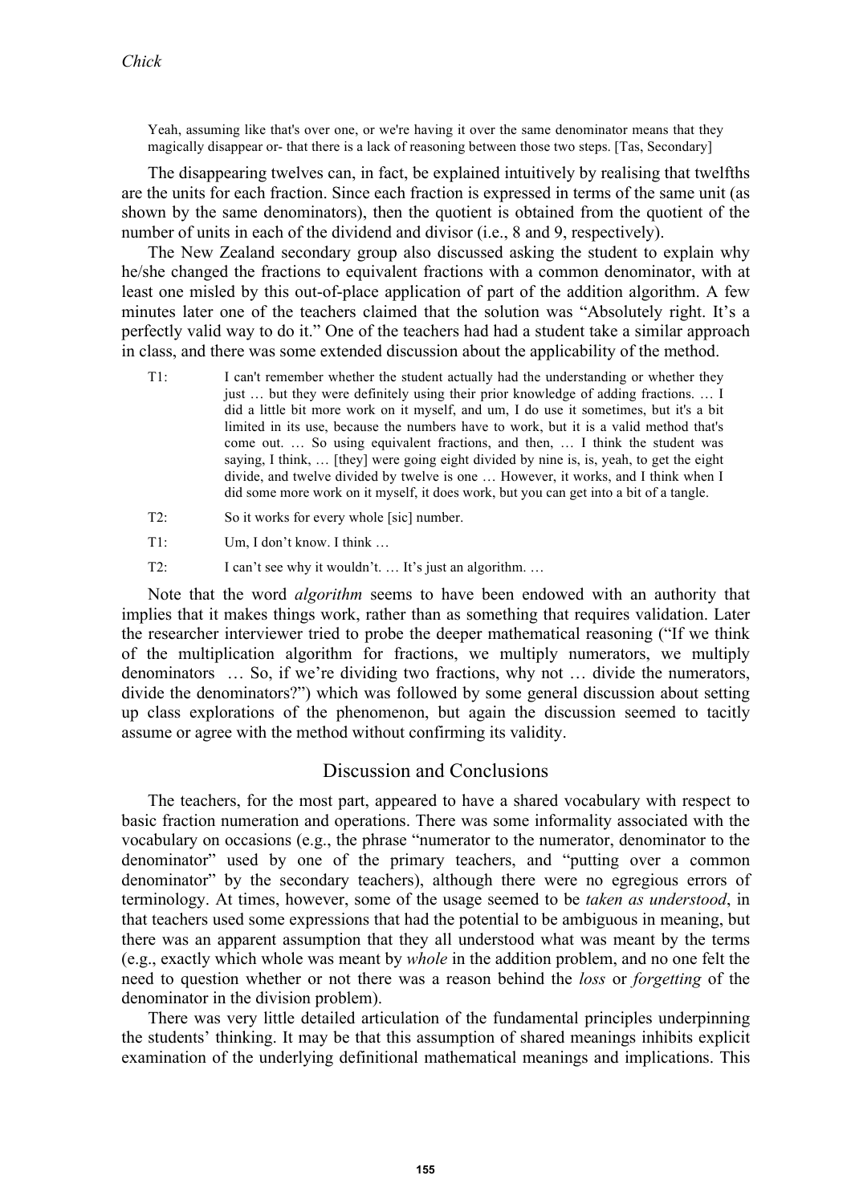> Yeah, assuming like that's over one, or we're having it over the same denominator means that they magically disappear or- that there is a lack of reasoning between those two steps. [Tas, Secondary]

The disappearing twelves can, in fact, be explained intuitively by realising that twelfths are the units for each fraction. Since each fraction is expressed in terms of the same unit (as shown by the same denominators), then the quotient is obtained from the quotient of the number of units in each of the dividend and divisor (i.e., 8 and 9, respectively).

The New Zealand secondary group also discussed asking the student to explain why he/she changed the fractions to equivalent fractions with a common denominator, with at least one misled by this out-of-place application of part of the addition algorithm. A few minutes later one of the teachers claimed that the solution was "Absolutely right. It's a perfectly valid way to do it." One of the teachers had had a student take a similar approach in class, and there was some extended discussion about the applicability of the method.

> T1: I can't remember whether the student actually had the understanding or whether they just … but they were definitely using their prior knowledge of adding fractions. … I did a little bit more work on it myself, and um, I do use it sometimes, but it's a bit limited in its use, because the numbers have to work, but it is a valid method that's come out. … So using equivalent fractions, and then, … I think the student was saying, I think, … [they] were going eight divided by nine is, is, yeah, to get the eight divide, and twelve divided by twelve is one … However, it works, and I think when I did some more work on it myself, it does work, but you can get into a bit of a tangle.
>
> T2: So it works for every whole [sic] number.
>
> T1: Um, I don't know. I think …
>
> T2: I can't see why it wouldn't. … It's just an algorithm. …

Note that the word *algorithm* seems to have been endowed with an authority that implies that it makes things work, rather than as something that requires validation. Later the researcher interviewer tried to probe the deeper mathematical reasoning ("If we think of the multiplication algorithm for fractions, we multiply numerators, we multiply denominators … So, if we're dividing two fractions, why not … divide the numerators, divide the denominators?") which was followed by some general discussion about setting up class explorations of the phenomenon, but again the discussion seemed to tacitly assume or agree with the method without confirming its validity.

## Discussion and Conclusions

The teachers, for the most part, appeared to have a shared vocabulary with respect to basic fraction numeration and operations. There was some informality associated with the vocabulary on occasions (e.g., the phrase "numerator to the numerator, denominator to the denominator" used by one of the primary teachers, and "putting over a common denominator" by the secondary teachers), although there were no egregious errors of terminology. At times, however, some of the usage seemed to be *taken as understood*, in that teachers used some expressions that had the potential to be ambiguous in meaning, but there was an apparent assumption that they all understood what was meant by the terms (e.g., exactly which whole was meant by *whole* in the addition problem, and no one felt the need to question whether or not there was a reason behind the *loss* or *forgetting* of the denominator in the division problem).

There was very little detailed articulation of the fundamental principles underpinning the students' thinking. It may be that this assumption of shared meanings inhibits explicit examination of the underlying definitional mathematical meanings and implications. This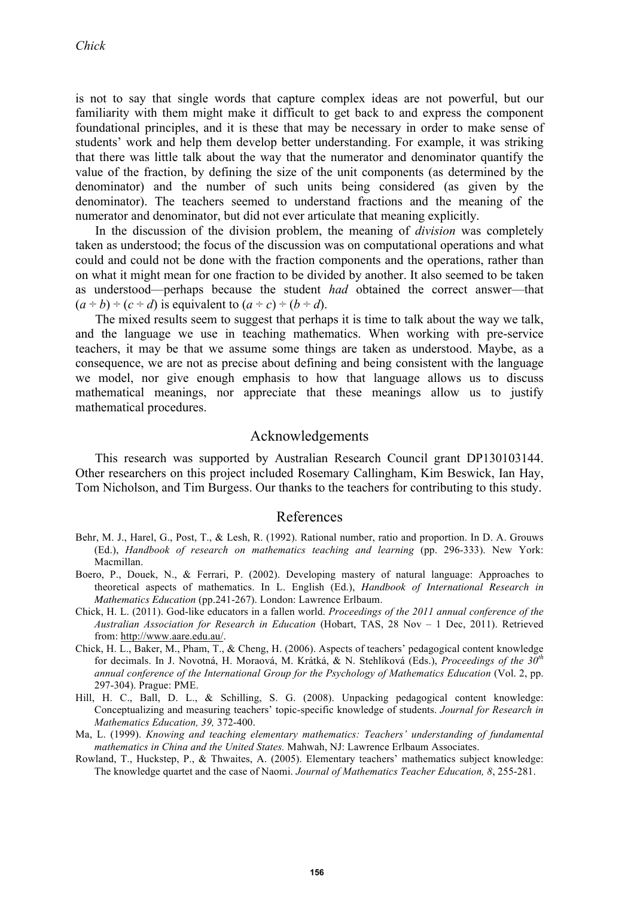is not to say that single words that capture complex ideas are not powerful, but our familiarity with them might make it difficult to get back to and express the component foundational principles, and it is these that may be necessary in order to make sense of students' work and help them develop better understanding. For example, it was striking that there was little talk about the way that the numerator and denominator quantify the value of the fraction, by defining the size of the unit components (as determined by the denominator) and the number of such units being considered (as given by the denominator). The teachers seemed to understand fractions and the meaning of the numerator and denominator, but did not ever articulate that meaning explicitly.

In the discussion of the division problem, the meaning of *division* was completely taken as understood; the focus of the discussion was on computational operations and what could and could not be done with the fraction components and the operations, rather than on what it might mean for one fraction to be divided by another. It also seemed to be taken as understood—perhaps because the student *had* obtained the correct answer—that $(a \div b) \div (c \div d)$ is equivalent to $(a \div c) \div (b \div d)$.

The mixed results seem to suggest that perhaps it is time to talk about the way we talk, and the language we use in teaching mathematics. When working with pre-service teachers, it may be that we assume some things are taken as understood. Maybe, as a consequence, we are not as precise about defining and being consistent with the language we model, nor give enough emphasis to how that language allows us to discuss mathematical meanings, nor appreciate that these meanings allow us to justify mathematical procedures.

## Acknowledgements

This research was supported by Australian Research Council grant DP130103144. Other researchers on this project included Rosemary Callingham, Kim Beswick, Ian Hay, Tom Nicholson, and Tim Burgess. Our thanks to the teachers for contributing to this study.

## References

Behr, M. J., Harel, G., Post, T., & Lesh, R. (1992). Rational number, ratio and proportion. In D. A. Grouws (Ed.), *Handbook of research on mathematics teaching and learning* (pp. 296-333). New York: Macmillan.

Boero, P., Douek, N., & Ferrari, P. (2002). Developing mastery of natural language: Approaches to theoretical aspects of mathematics. In L. English (Ed.), *Handbook of International Research in Mathematics Education* (pp.241-267). London: Lawrence Erlbaum.

Chick, H. L. (2011). God-like educators in a fallen world. *Proceedings of the 2011 annual conference of the Australian Association for Research in Education* (Hobart, TAS, 28 Nov – 1 Dec, 2011). Retrieved from: http://www.aare.edu.au/.

Chick, H. L., Baker, M., Pham, T., & Cheng, H. (2006). Aspects of teachers' pedagogical content knowledge for decimals. In J. Novotná, H. Moraová, M. Krátká, & N. Stehlíková (Eds.), *Proceedings of the 30th annual conference of the International Group for the Psychology of Mathematics Education* (Vol. 2, pp. 297-304). Prague: PME.

Hill, H. C., Ball, D. L., & Schilling, S. G. (2008). Unpacking pedagogical content knowledge: Conceptualizing and measuring teachers' topic-specific knowledge of students. *Journal for Research in Mathematics Education, 39,* 372-400.

Ma, L. (1999). *Knowing and teaching elementary mathematics: Teachers' understanding of fundamental mathematics in China and the United States.* Mahwah, NJ: Lawrence Erlbaum Associates.

Rowland, T., Huckstep, P., & Thwaites, A. (2005). Elementary teachers' mathematics subject knowledge: The knowledge quartet and the case of Naomi. *Journal of Mathematics Teacher Education, 8*, 255-281.